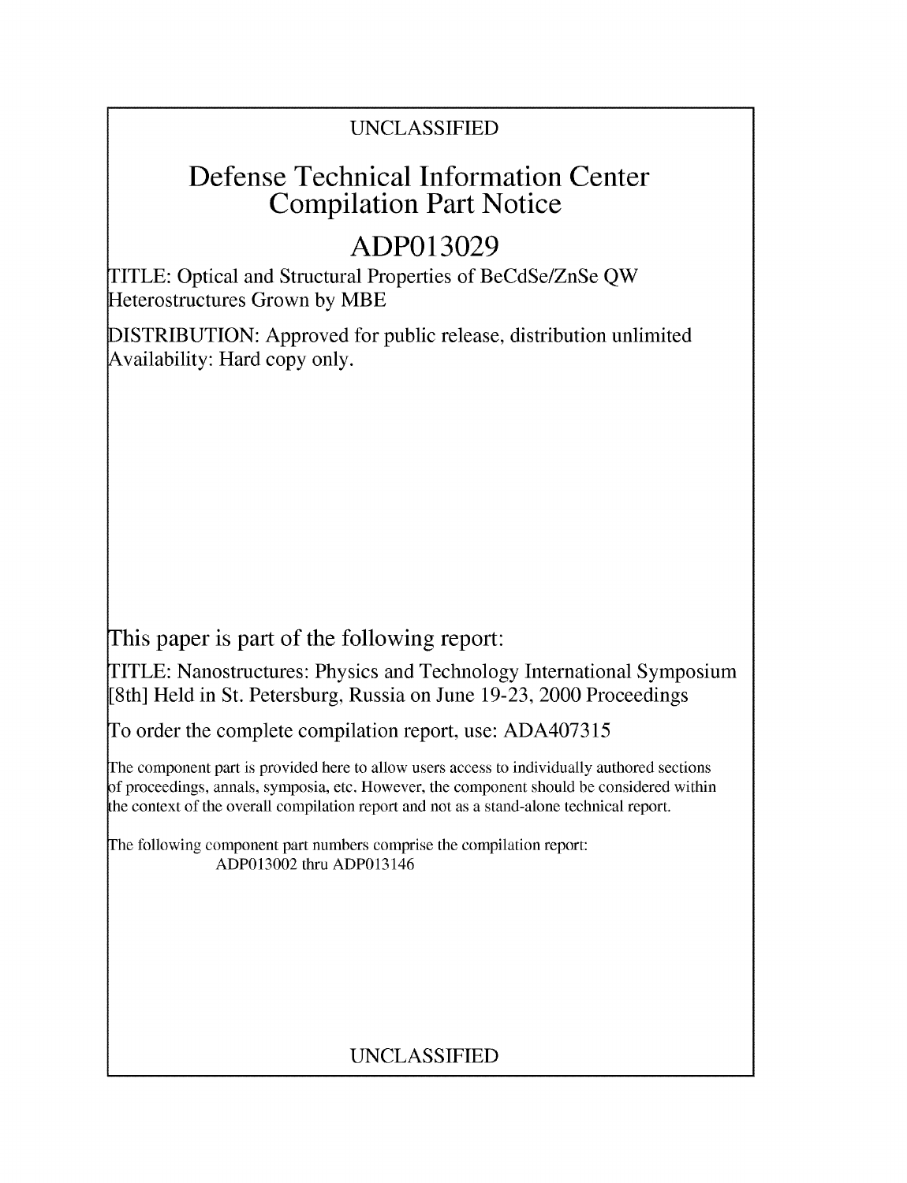UNCLASSIFIED

# Defense Technical Information Center Compilation Part Notice

# ADP013029

TITLE: Optical and Structural Properties of BeCdSe/ZnSe QW Heterostructures Grown by MBE

DISTRIBUTION: Approved for public release, distribution unlimited
Availability: Hard copy only.

This paper is part of the following report:

TITLE: Nanostructures: Physics and Technology International Symposium [8th] Held in St. Petersburg, Russia on June 19-23, 2000 Proceedings

To order the complete compilation report, use: ADA407315

The component part is provided here to allow users access to individually authored sections of proceedings, annals, symposia, etc. However, the component should be considered within the context of the overall compilation report and not as a stand-alone technical report.

The following component part numbers comprise the compilation report:
ADP013002 thru ADP013146

UNCLASSIFIED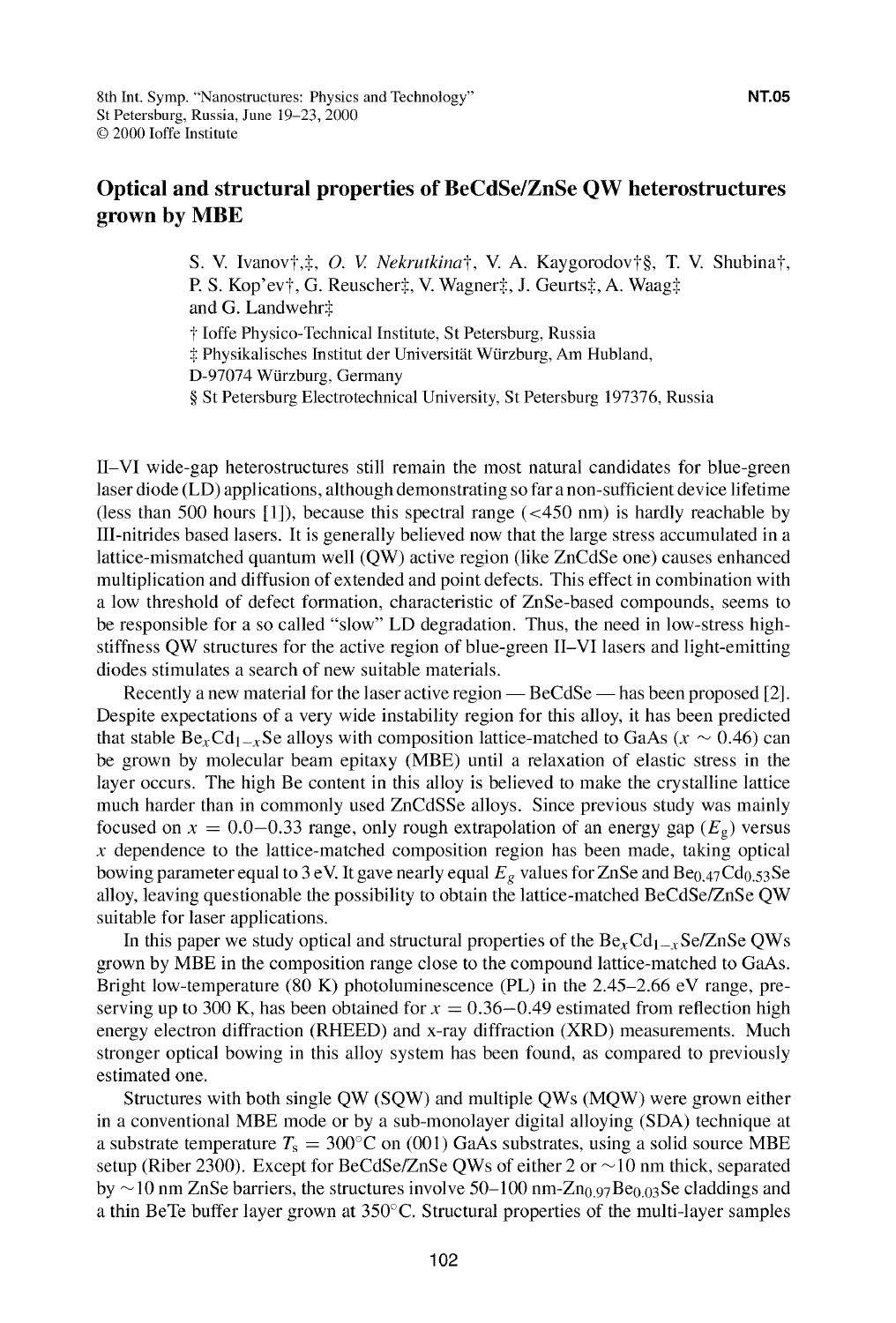8th Int. Symp. "Nanostructures: Physics and Technology"
St Petersburg, Russia, June 19–23, 2000
© 2000 Ioffe Institute

NT.05

# Optical and structural properties of BeCdSe/ZnSe QW heterostructures grown by MBE

S. V. Ivanov†,‡, *O. V. Nekrutkina*†, V. A. Kaygorodov†§, T. V. Shubina†, P. S. Kop'ev†, G. Reuscher‡, V. Wagner‡, J. Geurts‡, A. Waag‡ and G. Landwehr‡

† Ioffe Physico-Technical Institute, St Petersburg, Russia
‡ Physikalisches Institut der Universität Würzburg, Am Hubland, D-97074 Würzburg, Germany
§ St Petersburg Electrotechnical University, St Petersburg 197376, Russia

II–VI wide-gap heterostructures still remain the most natural candidates for blue-green laser diode (LD) applications, although demonstrating so far a non-sufficient device lifetime (less than 500 hours [1]), because this spectral range (<450 nm) is hardly reachable by III-nitrides based lasers. It is generally believed now that the large stress accumulated in a lattice-mismatched quantum well (QW) active region (like ZnCdSe one) causes enhanced multiplication and diffusion of extended and point defects. This effect in combination with a low threshold of defect formation, characteristic of ZnSe-based compounds, seems to be responsible for a so called "slow" LD degradation. Thus, the need in low-stress high-stiffness QW structures for the active region of blue-green II–VI lasers and light-emitting diodes stimulates a search of new suitable materials.

Recently a new material for the laser active region — BeCdSe — has been proposed [2]. Despite expectations of a very wide instability region for this alloy, it has been predicted that stable $Be_xCd_{1-x}Se$ alloys with composition lattice-matched to GaAs ($x \sim 0.46$) can be grown by molecular beam epitaxy (MBE) until a relaxation of elastic stress in the layer occurs. The high Be content in this alloy is believed to make the crystalline lattice much harder than in commonly used ZnCdSSe alloys. Since previous study was mainly focused on $x = 0.0$–$0.33$ range, only rough extrapolation of an energy gap ($E_g$) versus $x$ dependence to the lattice-matched composition region has been made, taking optical bowing parameter equal to 3 eV. It gave nearly equal $E_g$ values for ZnSe and $Be_{0.47}Cd_{0.53}Se$ alloy, leaving questionable the possibility to obtain the lattice-matched BeCdSe/ZnSe QW suitable for laser applications.

In this paper we study optical and structural properties of the $Be_xCd_{1-x}Se$/ZnSe QWs grown by MBE in the composition range close to the compound lattice-matched to GaAs. Bright low-temperature (80 K) photoluminescence (PL) in the 2.45–2.66 eV range, preserving up to 300 K, has been obtained for $x = 0.36$–$0.49$ estimated from reflection high energy electron diffraction (RHEED) and x-ray diffraction (XRD) measurements. Much stronger optical bowing in this alloy system has been found, as compared to previously estimated one.

Structures with both single QW (SQW) and multiple QWs (MQW) were grown either in a conventional MBE mode or by a sub-monolayer digital alloying (SDA) technique at a substrate temperature $T_s = 300$°C on (001) GaAs substrates, using a solid source MBE setup (Riber 2300). Except for BeCdSe/ZnSe QWs of either 2 or ~10 nm thick, separated by ~10 nm ZnSe barriers, the structures involve 50–100 nm-$Zn_{0.97}Be_{0.03}Se$ claddings and a thin BeTe buffer layer grown at 350°C. Structural properties of the multi-layer samples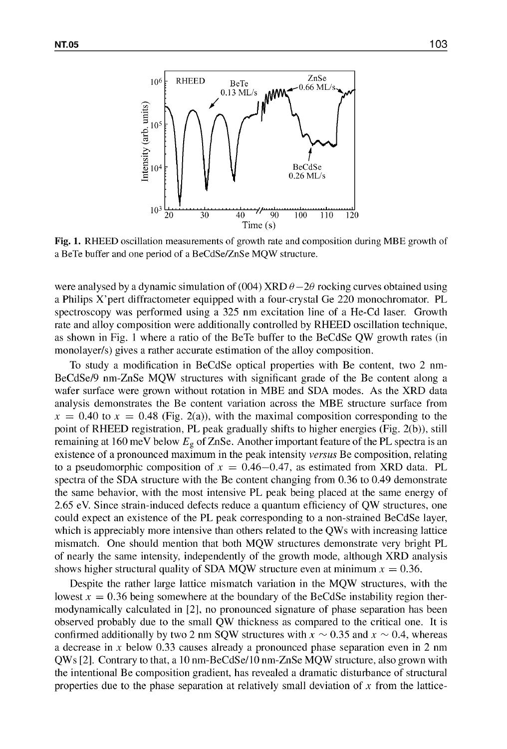**Fig. 1.** RHEED oscillation measurements of growth rate and composition during MBE growth of a BeTe buffer and one period of a BeCdSe/ZnSe MQW structure.

were analysed by a dynamic simulation of (004) XRD $\theta-2\theta$ rocking curves obtained using a Philips X'pert diffractometer equipped with a four-crystal Ge 220 monochromator. PL spectroscopy was performed using a 325 nm excitation line of a He-Cd laser. Growth rate and alloy composition were additionally controlled by RHEED oscillation technique, as shown in Fig. 1 where a ratio of the BeTe buffer to the BeCdSe QW growth rates (in monolayer/s) gives a rather accurate estimation of the alloy composition.

To study a modification in BeCdSe optical properties with Be content, two 2 nm-BeCdSe/9 nm-ZnSe MQW structures with significant grade of the Be content along a wafer surface were grown without rotation in MBE and SDA modes. As the XRD data analysis demonstrates the Be content variation across the MBE structure surface from $x = 0.40$ to $x = 0.48$ (Fig. 2(a)), with the maximal composition corresponding to the point of RHEED registration, PL peak gradually shifts to higher energies (Fig. 2(b)), still remaining at 160 meV below $E_g$ of ZnSe. Another important feature of the PL spectra is an existence of a pronounced maximum in the peak intensity *versus* Be composition, relating to a pseudomorphic composition of $x = 0.46$–$0.47$, as estimated from XRD data. PL spectra of the SDA structure with the Be content changing from 0.36 to 0.49 demonstrate the same behavior, with the most intensive PL peak being placed at the same energy of 2.65 eV. Since strain-induced defects reduce a quantum efficiency of QW structures, one could expect an existence of the PL peak corresponding to a non-strained BeCdSe layer, which is appreciably more intensive than others related to the QWs with increasing lattice mismatch. One should mention that both MQW structures demonstrate very bright PL of nearly the same intensity, independently of the growth mode, although XRD analysis shows higher structural quality of SDA MQW structure even at minimum $x = 0.36$.

Despite the rather large lattice mismatch variation in the MQW structures, with the lowest $x = 0.36$ being somewhere at the boundary of the BeCdSe instability region thermodynamically calculated in [2], no pronounced signature of phase separation has been observed probably due to the small QW thickness as compared to the critical one. It is confirmed additionally by two 2 nm SQW structures with $x \sim 0.35$ and $x \sim 0.4$, whereas a decrease in $x$ below 0.33 causes already a pronounced phase separation even in 2 nm QWs [2]. Contrary to that, a 10 nm-BeCdSe/10 nm-ZnSe MQW structure, also grown with the intentional Be composition gradient, has revealed a dramatic disturbance of structural properties due to the phase separation at relatively small deviation of $x$ from the lattice-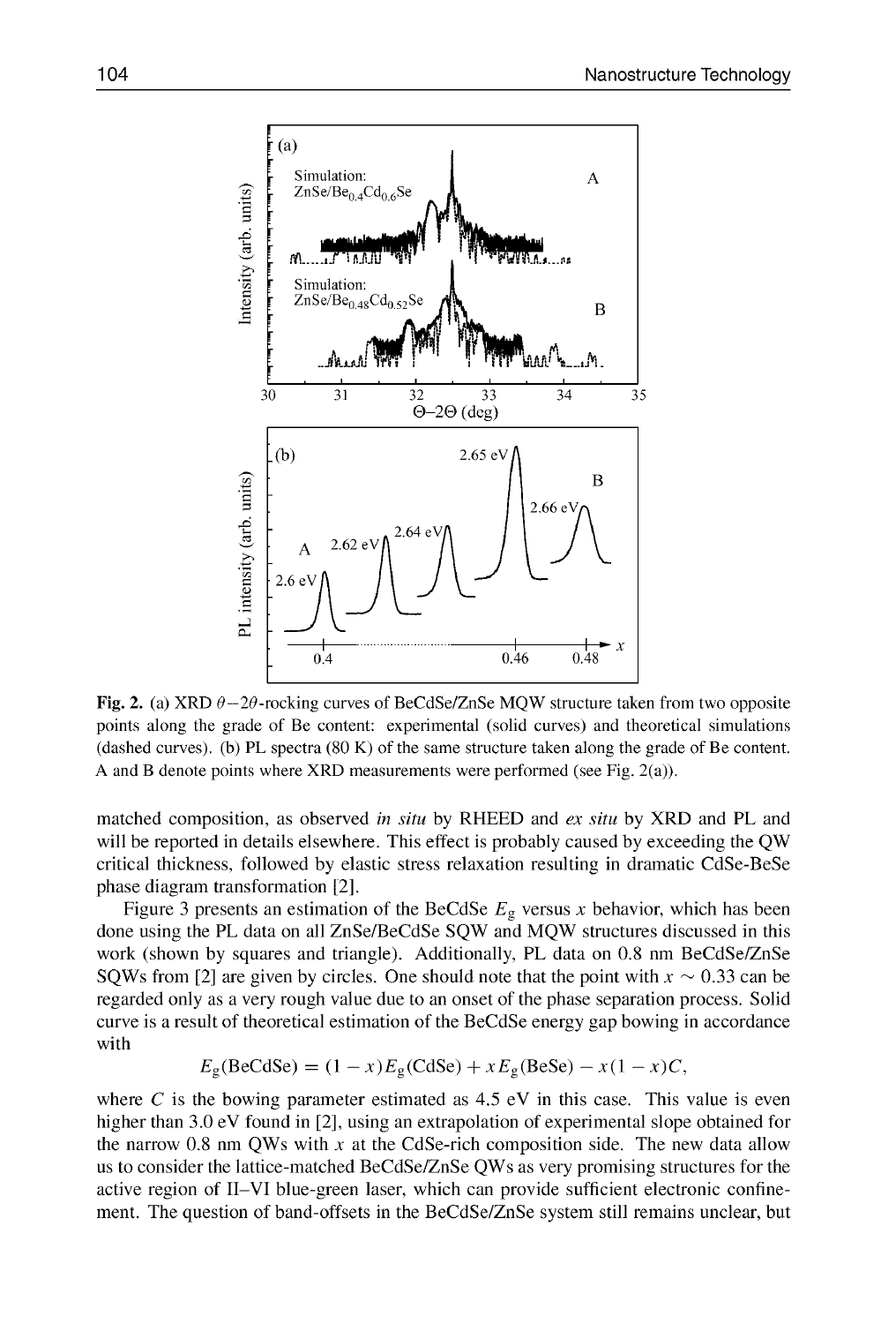**Fig. 2.** (a) XRD $\theta - 2\theta$-rocking curves of BeCdSe/ZnSe MQW structure taken from two opposite points along the grade of Be content: experimental (solid curves) and theoretical simulations (dashed curves). (b) PL spectra (80 K) of the same structure taken along the grade of Be content. A and B denote points where XRD measurements were performed (see Fig. 2(a)).

matched composition, as observed *in situ* by RHEED and *ex situ* by XRD and PL and will be reported in details elsewhere. This effect is probably caused by exceeding the QW critical thickness, followed by elastic stress relaxation resulting in dramatic CdSe-BeSe phase diagram transformation [2].

Figure 3 presents an estimation of the BeCdSe $E_g$ versus $x$ behavior, which has been done using the PL data on all ZnSe/BeCdSe SQW and MQW structures discussed in this work (shown by squares and triangle). Additionally, PL data on 0.8 nm BeCdSe/ZnSe SQWs from [2] are given by circles. One should note that the point with $x \sim 0.33$ can be regarded only as a very rough value due to an onset of the phase separation process. Solid curve is a result of theoretical estimation of the BeCdSe energy gap bowing in accordance with

$$E_g(\text{BeCdSe}) = (1 - x)E_g(\text{CdSe}) + xE_g(\text{BeSe}) - x(1 - x)C,$$

where $C$ is the bowing parameter estimated as 4.5 eV in this case. This value is even higher than 3.0 eV found in [2], using an extrapolation of experimental slope obtained for the narrow 0.8 nm QWs with $x$ at the CdSe-rich composition side. The new data allow us to consider the lattice-matched BeCdSe/ZnSe QWs as very promising structures for the active region of II–VI blue-green laser, which can provide sufficient electronic confinement. The question of band-offsets in the BeCdSe/ZnSe system still remains unclear, but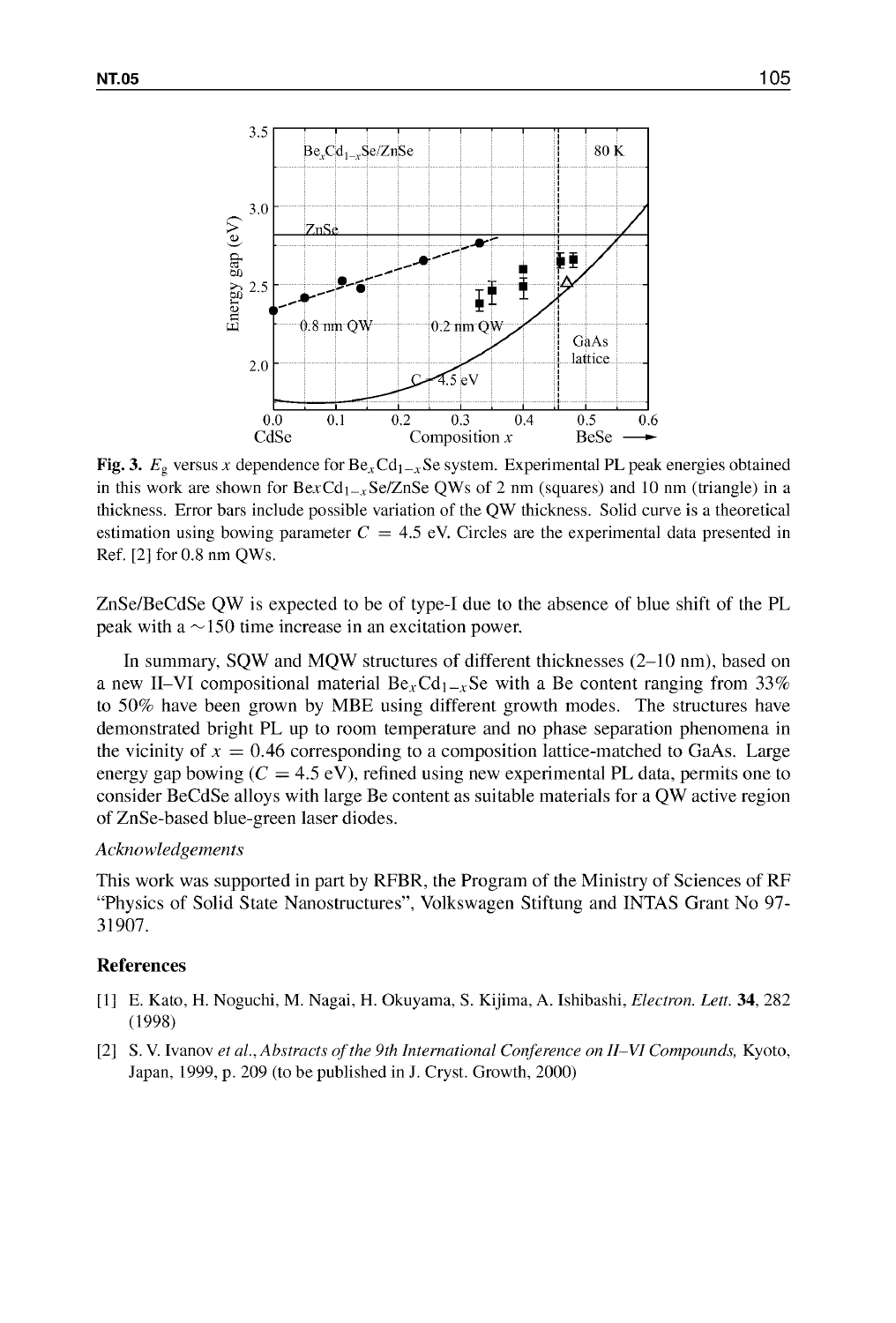3.5

$Be_xCd_{1-x}Se$/ZnSe

80 K

3.0

ZnSe

Energy gap (eV)

2.5

0.8 nm QW

0.2 nm QW

GaAs lattice

2.0

C = 4.5 eV

0.0 CdSe

0.1

0.2

0.3

0.4

0.5

0.6

Composition $x$

BeSe ⟶

**Fig. 3.** $E_g$ versus $x$ dependence for $Be_xCd_{1-x}Se$ system. Experimental PL peak energies obtained in this work are shown for $Be_xCd_{1-x}Se$/ZnSe QWs of 2 nm (squares) and 10 nm (triangle) in a thickness. Error bars include possible variation of the QW thickness. Solid curve is a theoretical estimation using bowing parameter $C = 4.5$ eV. Circles are the experimental data presented in Ref. [2] for 0.8 nm QWs.

ZnSe/BeCdSe QW is expected to be of type-I due to the absence of blue shift of the PL peak with a ~150 time increase in an excitation power.

In summary, SQW and MQW structures of different thicknesses (2–10 nm), based on a new II–VI compositional material $Be_xCd_{1-x}Se$ with a Be content ranging from 33% to 50% have been grown by MBE using different growth modes. The structures have demonstrated bright PL up to room temperature and no phase separation phenomena in the vicinity of $x = 0.46$ corresponding to a composition lattice-matched to GaAs. Large energy gap bowing ($C = 4.5$ eV), refined using new experimental PL data, permits one to consider BeCdSe alloys with large Be content as suitable materials for a QW active region of ZnSe-based blue-green laser diodes.

*Acknowledgements*

This work was supported in part by RFBR, the Program of the Ministry of Sciences of RF "Physics of Solid State Nanostructures", Volkswagen Stiftung and INTAS Grant No 97-31907.

## References

[1] E. Kato, H. Noguchi, M. Nagai, H. Okuyama, S. Kijima, A. Ishibashi, *Electron. Lett.* **34**, 282 (1998)

[2] S. V. Ivanov *et al.*, *Abstracts of the 9th International Conference on II–VI Compounds,* Kyoto, Japan, 1999, p. 209 (to be published in J. Cryst. Growth, 2000)